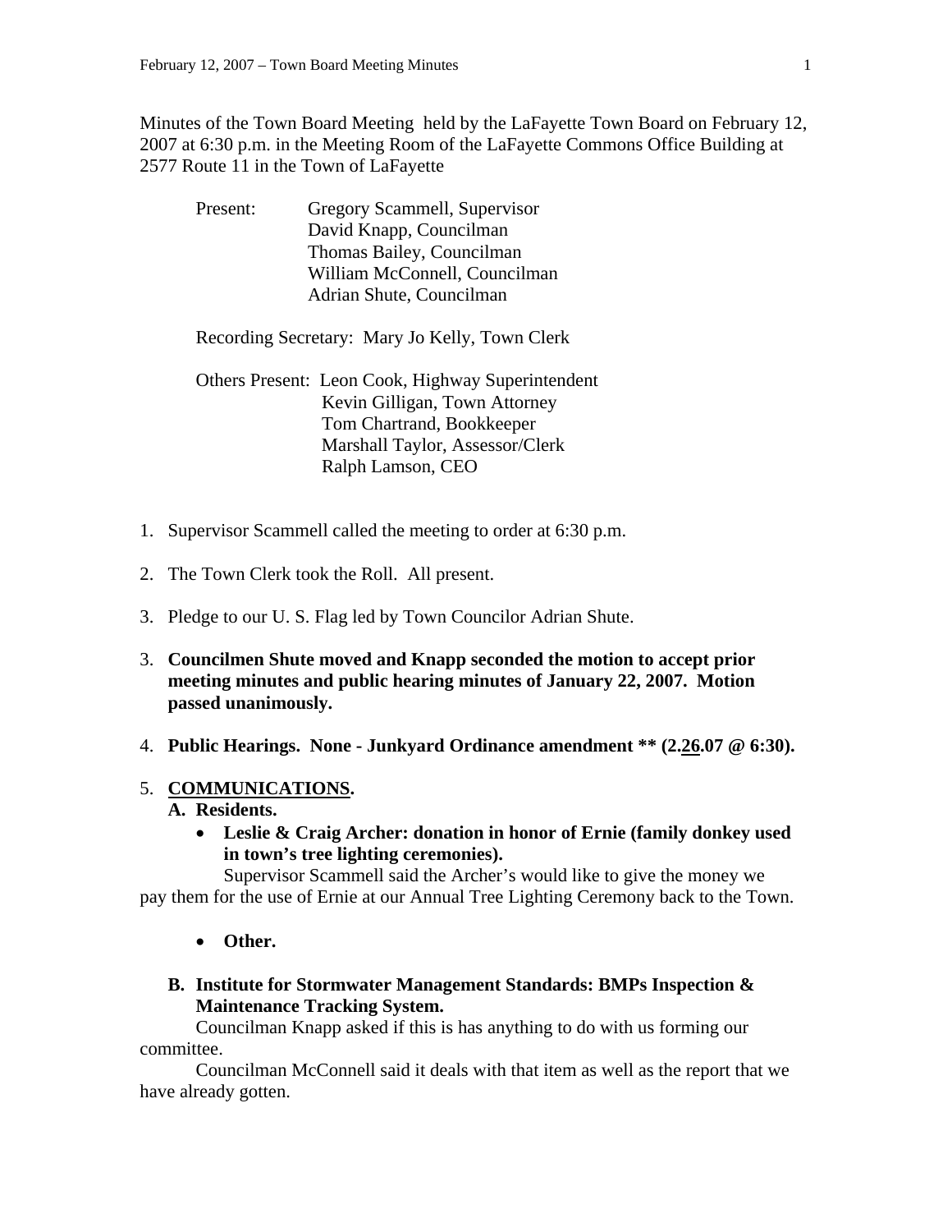Minutes of the Town Board Meeting held by the LaFayette Town Board on February 12, 2007 at 6:30 p.m. in the Meeting Room of the LaFayette Commons Office Building at 2577 Route 11 in the Town of LaFayette

Present: Gregory Scammell, Supervisor
David Knapp, Councilman
Thomas Bailey, Councilman
William McConnell, Councilman
Adrian Shute, Councilman

Recording Secretary: Mary Jo Kelly, Town Clerk

Others Present: Leon Cook, Highway Superintendent
Kevin Gilligan, Town Attorney
Tom Chartrand, Bookkeeper
Marshall Taylor, Assessor/Clerk
Ralph Lamson, CEO

1. Supervisor Scammell called the meeting to order at 6:30 p.m.

2. The Town Clerk took the Roll. All present.

3. Pledge to our U. S. Flag led by Town Councilor Adrian Shute.

3. **Councilmen Shute moved and Knapp seconded the motion to accept prior meeting minutes and public hearing minutes of January 22, 2007. Motion passed unanimously.**

4. **Public Hearings. None - Junkyard Ordinance amendment ** (2.<u>26</u>.07 @ 6:30).**

5. **<u>COMMUNICATIONS</u>.**

**A. Residents.**

- **Leslie & Craig Archer: donation in honor of Ernie (family donkey used in town's tree lighting ceremonies).**

Supervisor Scammell said the Archer's would like to give the money we pay them for the use of Ernie at our Annual Tree Lighting Ceremony back to the Town.

- **Other.**

**B. Institute for Stormwater Management Standards: BMPs Inspection & Maintenance Tracking System.**

Councilman Knapp asked if this is has anything to do with us forming our committee.

Councilman McConnell said it deals with that item as well as the report that we have already gotten.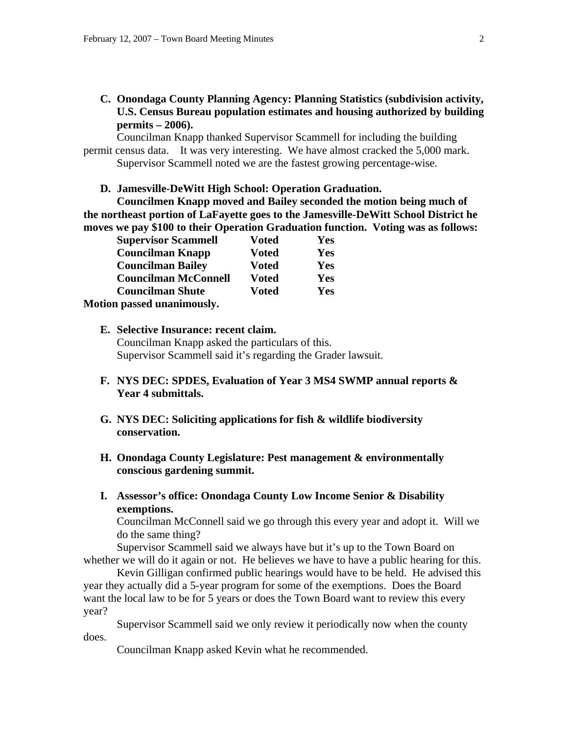**C. Onondaga County Planning Agency: Planning Statistics (subdivision activity, U.S. Census Bureau population estimates and housing authorized by building permits – 2006).**

Councilman Knapp thanked Supervisor Scammell for including the building permit census data. It was very interesting. We have almost cracked the 5,000 mark.

Supervisor Scammell noted we are the fastest growing percentage-wise.

**D. Jamesville-DeWitt High School: Operation Graduation.**

**Councilmen Knapp moved and Bailey seconded the motion being much of the northeast portion of LaFayette goes to the Jamesville-DeWitt School District he moves we pay $100 to their Operation Graduation function. Voting was as follows:**

| | | |
|---|---|---|
| **Supervisor Scammell** | **Voted** | **Yes** |
| **Councilman Knapp** | **Voted** | **Yes** |
| **Councilman Bailey** | **Voted** | **Yes** |
| **Councilman McConnell** | **Voted** | **Yes** |
| **Councilman Shute** | **Voted** | **Yes** |

**Motion passed unanimously.**

**E. Selective Insurance: recent claim.**

Councilman Knapp asked the particulars of this.

Supervisor Scammell said it's regarding the Grader lawsuit.

**F. NYS DEC: SPDES, Evaluation of Year 3 MS4 SWMP annual reports & Year 4 submittals.**

**G. NYS DEC: Soliciting applications for fish & wildlife biodiversity conservation.**

**H. Onondaga County Legislature: Pest management & environmentally conscious gardening summit.**

**I. Assessor's office: Onondaga County Low Income Senior & Disability exemptions.**

Councilman McConnell said we go through this every year and adopt it. Will we do the same thing?

Supervisor Scammell said we always have but it's up to the Town Board on whether we will do it again or not. He believes we have to have a public hearing for this.

Kevin Gilligan confirmed public hearings would have to be held. He advised this year they actually did a 5-year program for some of the exemptions. Does the Board want the local law to be for 5 years or does the Town Board want to review this every year?

Supervisor Scammell said we only review it periodically now when the county does.

Councilman Knapp asked Kevin what he recommended.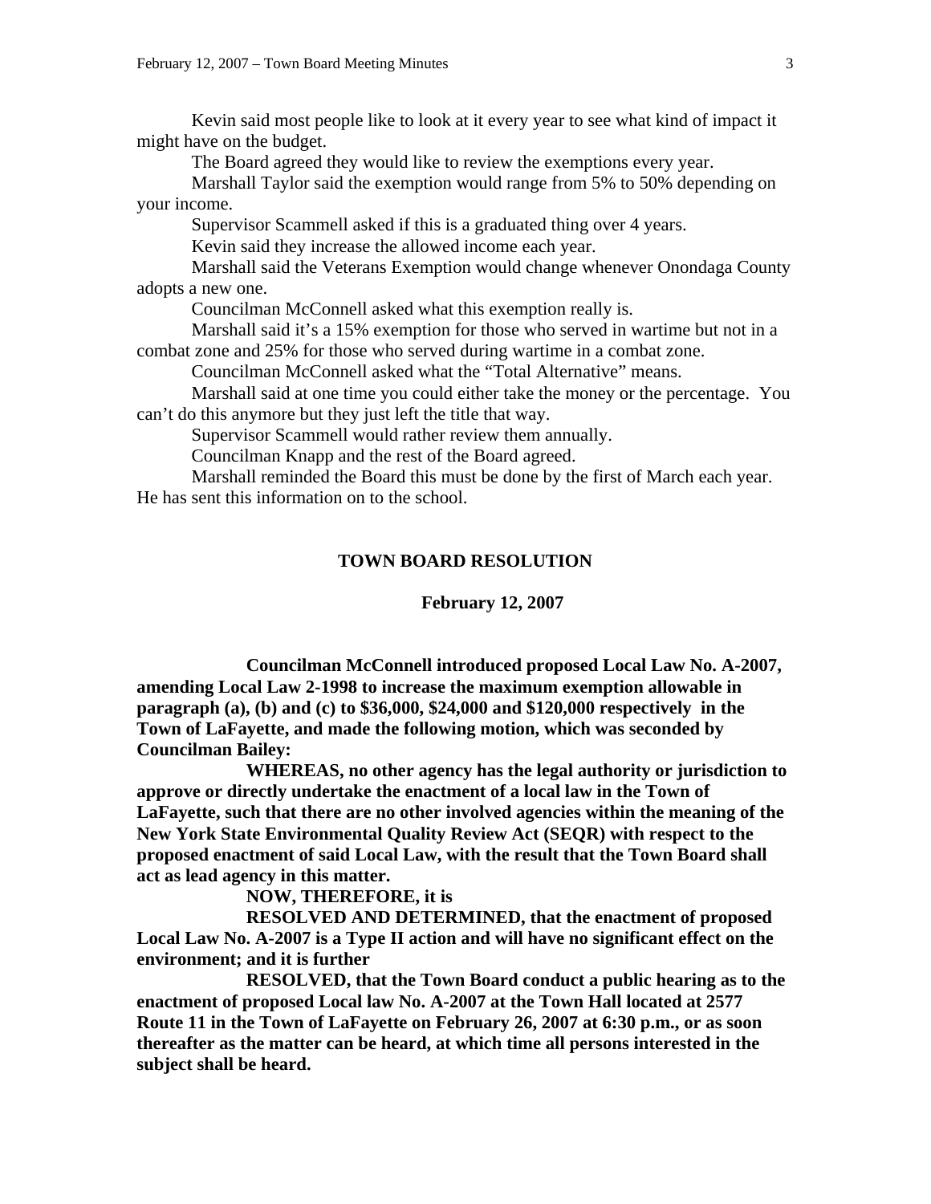Kevin said most people like to look at it every year to see what kind of impact it might have on the budget.

The Board agreed they would like to review the exemptions every year.

Marshall Taylor said the exemption would range from 5% to 50% depending on your income.

Supervisor Scammell asked if this is a graduated thing over 4 years.

Kevin said they increase the allowed income each year.

Marshall said the Veterans Exemption would change whenever Onondaga County adopts a new one.

Councilman McConnell asked what this exemption really is.

Marshall said it's a 15% exemption for those who served in wartime but not in a combat zone and 25% for those who served during wartime in a combat zone.

Councilman McConnell asked what the "Total Alternative" means.

Marshall said at one time you could either take the money or the percentage. You can't do this anymore but they just left the title that way.

Supervisor Scammell would rather review them annually.

Councilman Knapp and the rest of the Board agreed.

Marshall reminded the Board this must be done by the first of March each year. He has sent this information on to the school.

**TOWN BOARD RESOLUTION**

**February 12, 2007**

**Councilman McConnell introduced proposed Local Law No. A-2007, amending Local Law 2-1998 to increase the maximum exemption allowable in paragraph (a), (b) and (c) to $36,000, $24,000 and $120,000 respectively in the Town of LaFayette, and made the following motion, which was seconded by Councilman Bailey:**

**WHEREAS, no other agency has the legal authority or jurisdiction to approve or directly undertake the enactment of a local law in the Town of LaFayette, such that there are no other involved agencies within the meaning of the New York State Environmental Quality Review Act (SEQR) with respect to the proposed enactment of said Local Law, with the result that the Town Board shall act as lead agency in this matter.**

**NOW, THEREFORE, it is**

**RESOLVED AND DETERMINED, that the enactment of proposed Local Law No. A-2007 is a Type II action and will have no significant effect on the environment; and it is further**

**RESOLVED, that the Town Board conduct a public hearing as to the enactment of proposed Local law No. A-2007 at the Town Hall located at 2577 Route 11 in the Town of LaFayette on February 26, 2007 at 6:30 p.m., or as soon thereafter as the matter can be heard, at which time all persons interested in the subject shall be heard.**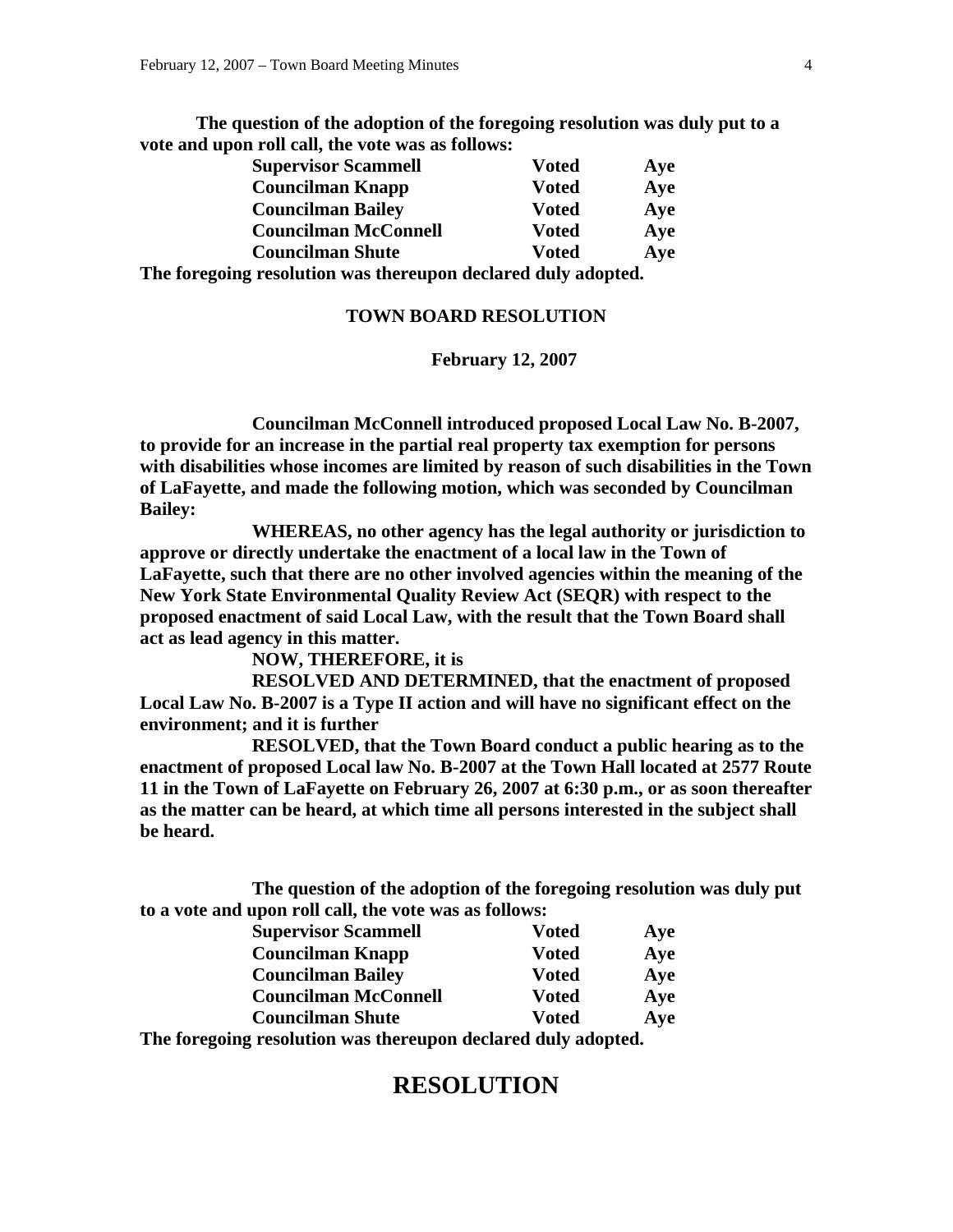**The question of the adoption of the foregoing resolution was duly put to a vote and upon roll call, the vote was as follows:**

| | | |
|---|---|---|
| **Supervisor Scammell** | **Voted** | **Aye** |
| **Councilman Knapp** | **Voted** | **Aye** |
| **Councilman Bailey** | **Voted** | **Aye** |
| **Councilman McConnell** | **Voted** | **Aye** |
| **Councilman Shute** | **Voted** | **Aye** |

**The foregoing resolution was thereupon declared duly adopted.**

**TOWN BOARD RESOLUTION**

**February 12, 2007**

**Councilman McConnell introduced proposed Local Law No. B-2007, to provide for an increase in the partial real property tax exemption for persons with disabilities whose incomes are limited by reason of such disabilities in the Town of LaFayette, and made the following motion, which was seconded by Councilman Bailey:**

**WHEREAS, no other agency has the legal authority or jurisdiction to approve or directly undertake the enactment of a local law in the Town of LaFayette, such that there are no other involved agencies within the meaning of the New York State Environmental Quality Review Act (SEQR) with respect to the proposed enactment of said Local Law, with the result that the Town Board shall act as lead agency in this matter.**

**NOW, THEREFORE, it is**

**RESOLVED AND DETERMINED, that the enactment of proposed Local Law No. B-2007 is a Type II action and will have no significant effect on the environment; and it is further**

**RESOLVED, that the Town Board conduct a public hearing as to the enactment of proposed Local law No. B-2007 at the Town Hall located at 2577 Route 11 in the Town of LaFayette on February 26, 2007 at 6:30 p.m., or as soon thereafter as the matter can be heard, at which time all persons interested in the subject shall be heard.**

**The question of the adoption of the foregoing resolution was duly put to a vote and upon roll call, the vote was as follows:**

| | | |
|---|---|---|
| **Supervisor Scammell** | **Voted** | **Aye** |
| **Councilman Knapp** | **Voted** | **Aye** |
| **Councilman Bailey** | **Voted** | **Aye** |
| **Councilman McConnell** | **Voted** | **Aye** |
| **Councilman Shute** | **Voted** | **Aye** |

**The foregoing resolution was thereupon declared duly adopted.**

# RESOLUTION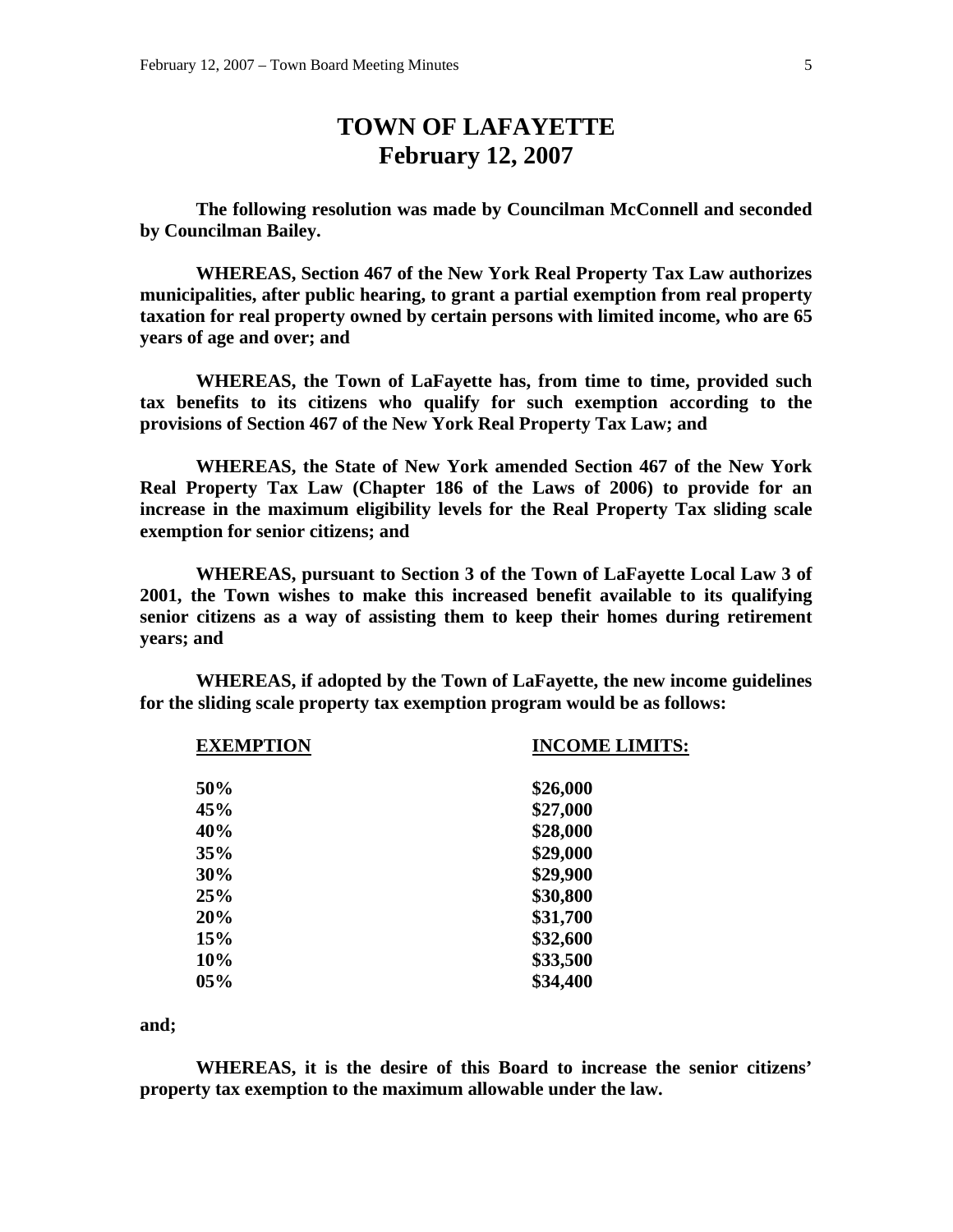# TOWN OF LAFAYETTE
## February 12, 2007

**The following resolution was made by Councilman McConnell and seconded by Councilman Bailey.**

**WHEREAS, Section 467 of the New York Real Property Tax Law authorizes municipalities, after public hearing, to grant a partial exemption from real property taxation for real property owned by certain persons with limited income, who are 65 years of age and over; and**

**WHEREAS, the Town of LaFayette has, from time to time, provided such tax benefits to its citizens who qualify for such exemption according to the provisions of Section 467 of the New York Real Property Tax Law; and**

**WHEREAS, the State of New York amended Section 467 of the New York Real Property Tax Law (Chapter 186 of the Laws of 2006) to provide for an increase in the maximum eligibility levels for the Real Property Tax sliding scale exemption for senior citizens; and**

**WHEREAS, pursuant to Section 3 of the Town of LaFayette Local Law 3 of 2001, the Town wishes to make this increased benefit available to its qualifying senior citizens as a way of assisting them to keep their homes during retirement years; and**

**WHEREAS, if adopted by the Town of LaFayette, the new income guidelines for the sliding scale property tax exemption program would be as follows:**

| EXEMPTION | INCOME LIMITS: |
|---|---|
| 50% | $26,000 |
| 45% | $27,000 |
| 40% | $28,000 |
| 35% | $29,000 |
| 30% | $29,900 |
| 25% | $30,800 |
| 20% | $31,700 |
| 15% | $32,600 |
| 10% | $33,500 |
| 05% | $34,400 |

**and;**

**WHEREAS, it is the desire of this Board to increase the senior citizens' property tax exemption to the maximum allowable under the law.**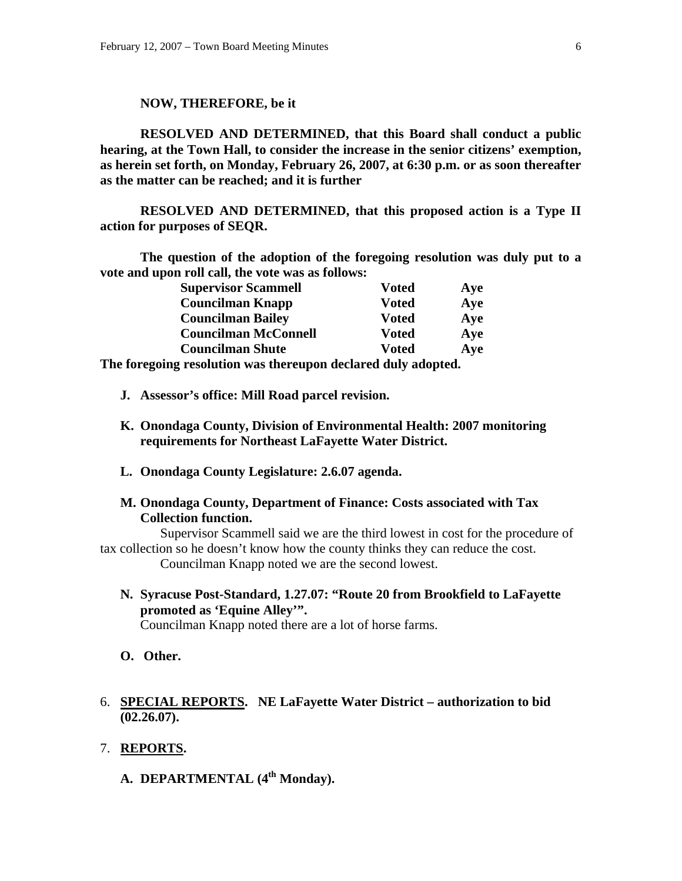**NOW, THEREFORE, be it**

**RESOLVED AND DETERMINED, that this Board shall conduct a public hearing, at the Town Hall, to consider the increase in the senior citizens' exemption, as herein set forth, on Monday, February 26, 2007, at 6:30 p.m. or as soon thereafter as the matter can be reached; and it is further**

**RESOLVED AND DETERMINED, that this proposed action is a Type II action for purposes of SEQR.**

**The question of the adoption of the foregoing resolution was duly put to a vote and upon roll call, the vote was as follows:**

| | | |
|---|---|---|
| **Supervisor Scammell** | **Voted** | **Aye** |
| **Councilman Knapp** | **Voted** | **Aye** |
| **Councilman Bailey** | **Voted** | **Aye** |
| **Councilman McConnell** | **Voted** | **Aye** |
| **Councilman Shute** | **Voted** | **Aye** |

**The foregoing resolution was thereupon declared duly adopted.**

**J. Assessor's office: Mill Road parcel revision.**

**K. Onondaga County, Division of Environmental Health: 2007 monitoring requirements for Northeast LaFayette Water District.**

**L. Onondaga County Legislature: 2.6.07 agenda.**

**M. Onondaga County, Department of Finance: Costs associated with Tax Collection function.**

Supervisor Scammell said we are the third lowest in cost for the procedure of tax collection so he doesn't know how the county thinks they can reduce the cost.

Councilman Knapp noted we are the second lowest.

**N. Syracuse Post-Standard, 1.27.07: "Route 20 from Brookfield to LaFayette promoted as 'Equine Alley'".**

Councilman Knapp noted there are a lot of horse farms.

**O. Other.**

6. **SPECIAL REPORTS. NE LaFayette Water District – authorization to bid (02.26.07).**

7. **REPORTS.**

   **A. DEPARTMENTAL (4th Monday).**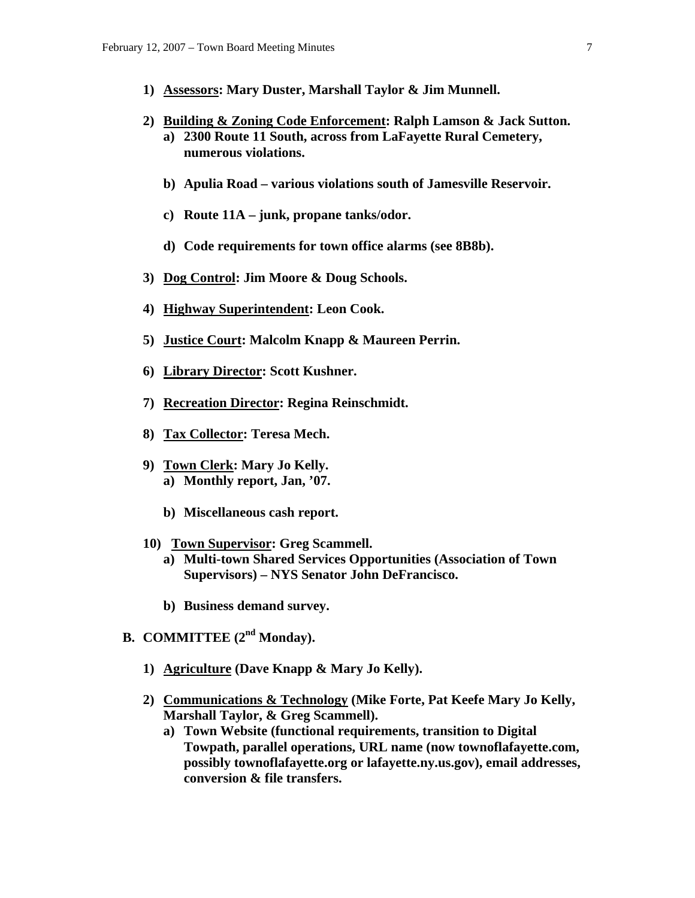1) **Assessors: Mary Duster, Marshall Taylor & Jim Munnell.**

2) **Building & Zoning Code Enforcement: Ralph Lamson & Jack Sutton.**
   a) **2300 Route 11 South, across from LaFayette Rural Cemetery, numerous violations.**

   b) **Apulia Road – various violations south of Jamesville Reservoir.**

   c) **Route 11A – junk, propane tanks/odor.**

   d) **Code requirements for town office alarms (see 8B8b).**

3) **Dog Control: Jim Moore & Doug Schools.**

4) **Highway Superintendent: Leon Cook.**

5) **Justice Court: Malcolm Knapp & Maureen Perrin.**

6) **Library Director: Scott Kushner.**

7) **Recreation Director: Regina Reinschmidt.**

8) **Tax Collector: Teresa Mech.**

9) **Town Clerk: Mary Jo Kelly.**
   a) **Monthly report, Jan, '07.**

   b) **Miscellaneous cash report.**

10) **Town Supervisor: Greg Scammell.**
   a) **Multi-town Shared Services Opportunities (Association of Town Supervisors) – NYS Senator John DeFrancisco.**

   b) **Business demand survey.**

**B. COMMITTEE (2nd Monday).**

1) **Agriculture (Dave Knapp & Mary Jo Kelly).**

2) **Communications & Technology (Mike Forte, Pat Keefe Mary Jo Kelly, Marshall Taylor, & Greg Scammell).**
   a) **Town Website (functional requirements, transition to Digital Towpath, parallel operations, URL name (now townoflafayette.com, possibly townoflafayette.org or lafayette.ny.us.gov), email addresses, conversion & file transfers.**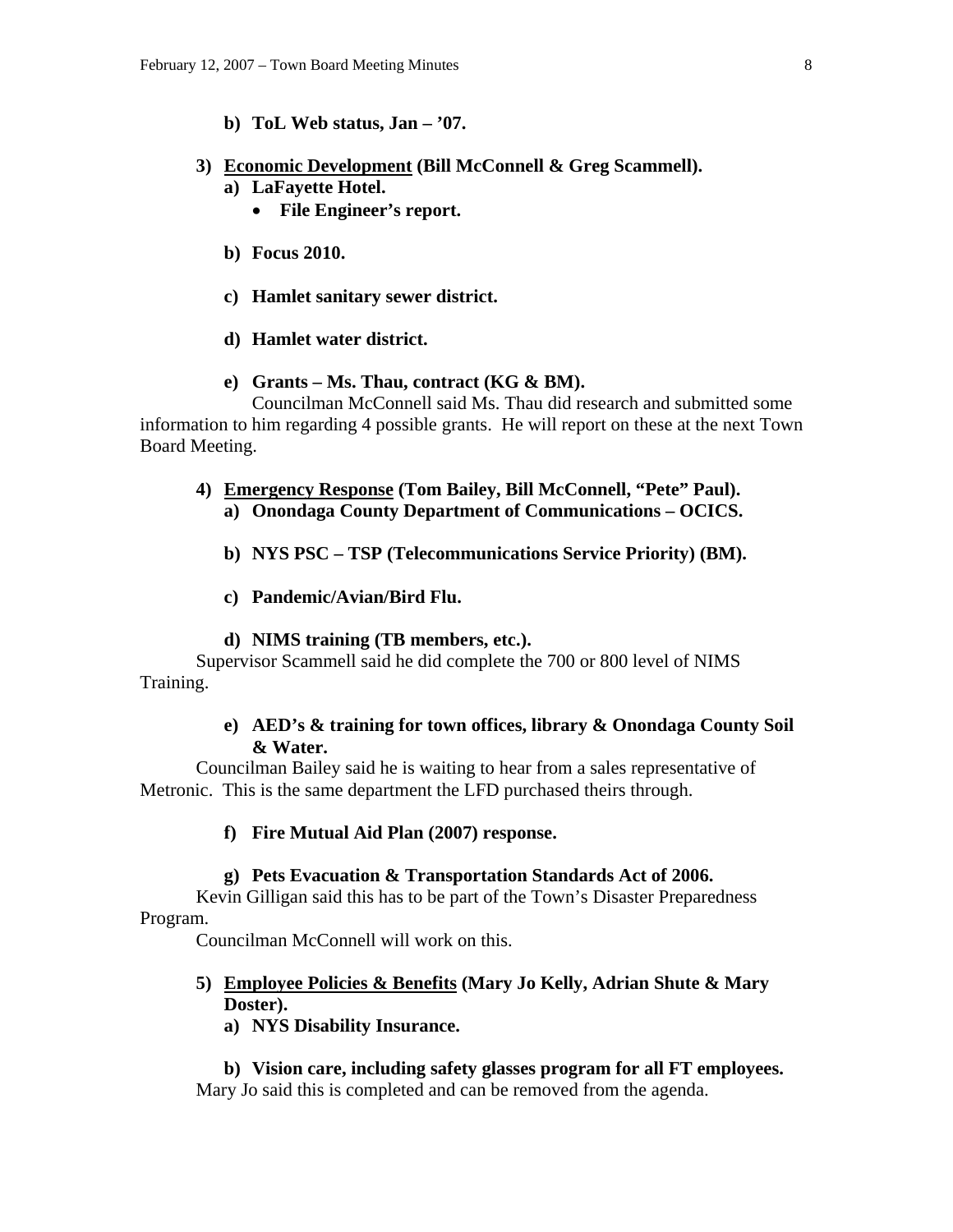**b) ToL Web status, Jan – '07.**

**3) <u>Economic Development</u> (Bill McConnell & Greg Scammell).**

**a) LaFayette Hotel.**

- **File Engineer's report.**

**b) Focus 2010.**

**c) Hamlet sanitary sewer district.**

**d) Hamlet water district.**

**e) Grants – Ms. Thau, contract (KG & BM).**

Councilman McConnell said Ms. Thau did research and submitted some information to him regarding 4 possible grants. He will report on these at the next Town Board Meeting.

**4) <u>Emergency Response</u> (Tom Bailey, Bill McConnell, "Pete" Paul).**

**a) Onondaga County Department of Communications – OCICS.**

**b) NYS PSC – TSP (Telecommunications Service Priority) (BM).**

**c) Pandemic/Avian/Bird Flu.**

**d) NIMS training (TB members, etc.).**

Supervisor Scammell said he did complete the 700 or 800 level of NIMS Training.

**e) AED's & training for town offices, library & Onondaga County Soil & Water.**

Councilman Bailey said he is waiting to hear from a sales representative of Metronic. This is the same department the LFD purchased theirs through.

**f) Fire Mutual Aid Plan (2007) response.**

**g) Pets Evacuation & Transportation Standards Act of 2006.**

Kevin Gilligan said this has to be part of the Town's Disaster Preparedness Program.

Councilman McConnell will work on this.

**5) <u>Employee Policies & Benefits</u> (Mary Jo Kelly, Adrian Shute & Mary Doster).**

**a) NYS Disability Insurance.**

**b) Vision care, including safety glasses program for all FT employees.**

Mary Jo said this is completed and can be removed from the agenda.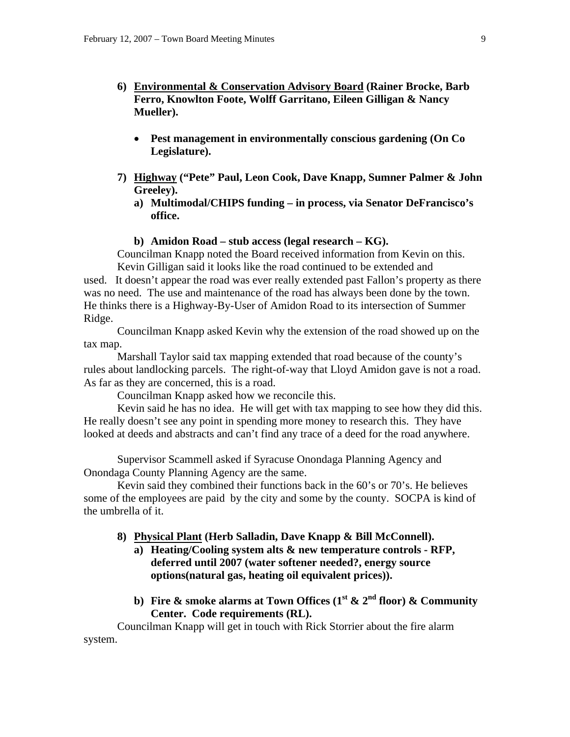6) **<u>Environmental & Conservation Advisory Board</u> (Rainer Brocke, Barb Ferro, Knowlton Foote, Wolff Garritano, Eileen Gilligan & Nancy Mueller).**

   - **Pest management in environmentally conscious gardening (On Co Legislature).**

7) **<u>Highway</u> ("Pete" Paul, Leon Cook, Dave Knapp, Sumner Palmer & John Greeley).**

   a) **Multimodal/CHIPS funding – in process, via Senator DeFrancisco's office.**

   b) **Amidon Road – stub access (legal research – KG).**

Councilman Knapp noted the Board received information from Kevin on this.

Kevin Gilligan said it looks like the road continued to be extended and used. It doesn't appear the road was ever really extended past Fallon's property as there was no need. The use and maintenance of the road has always been done by the town. He thinks there is a Highway-By-User of Amidon Road to its intersection of Summer Ridge.

Councilman Knapp asked Kevin why the extension of the road showed up on the tax map.

Marshall Taylor said tax mapping extended that road because of the county's rules about landlocking parcels. The right-of-way that Lloyd Amidon gave is not a road. As far as they are concerned, this is a road.

Councilman Knapp asked how we reconcile this.

Kevin said he has no idea. He will get with tax mapping to see how they did this. He really doesn't see any point in spending more money to research this. They have looked at deeds and abstracts and can't find any trace of a deed for the road anywhere.

Supervisor Scammell asked if Syracuse Onondaga Planning Agency and Onondaga County Planning Agency are the same.

Kevin said they combined their functions back in the 60's or 70's. He believes some of the employees are paid by the city and some by the county. SOCPA is kind of the umbrella of it.

8) **<u>Physical Plant</u> (Herb Salladin, Dave Knapp & Bill McConnell).**

   a) **Heating/Cooling system alts & new temperature controls - RFP, deferred until 2007 (water softener needed?, energy source options(natural gas, heating oil equivalent prices)).**

   b) **Fire & smoke alarms at Town Offices (1st & 2nd floor) & Community Center. Code requirements (RL).**

Councilman Knapp will get in touch with Rick Storrier about the fire alarm system.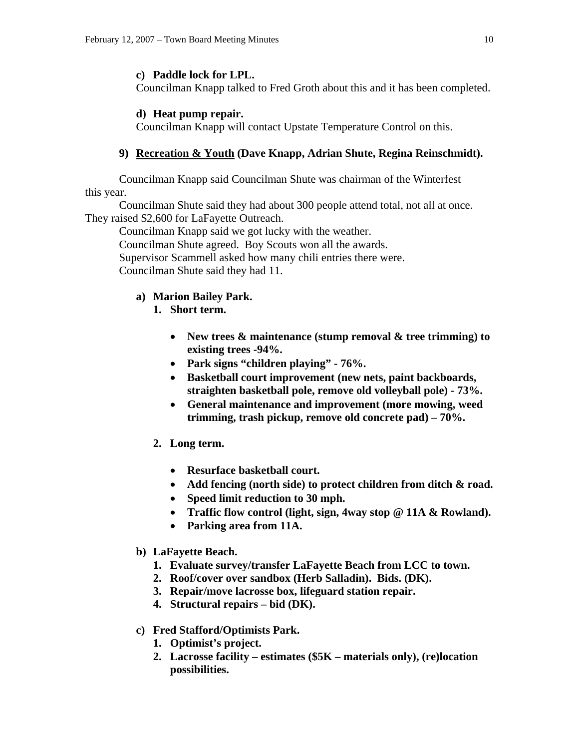**c) Paddle lock for LPL.**

Councilman Knapp talked to Fred Groth about this and it has been completed.

**d) Heat pump repair.**

Councilman Knapp will contact Upstate Temperature Control on this.

**9) Recreation & Youth (Dave Knapp, Adrian Shute, Regina Reinschmidt).**

Councilman Knapp said Councilman Shute was chairman of the Winterfest this year.

Councilman Shute said they had about 300 people attend total, not all at once. They raised $2,600 for LaFayette Outreach.

Councilman Knapp said we got lucky with the weather.

Councilman Shute agreed. Boy Scouts won all the awards.

Supervisor Scammell asked how many chili entries there were.

Councilman Shute said they had 11.

**a) Marion Bailey Park.**

**1. Short term.**

- **New trees & maintenance (stump removal & tree trimming) to existing trees -94%.**
- **Park signs "children playing" - 76%.**
- **Basketball court improvement (new nets, paint backboards, straighten basketball pole, remove old volleyball pole) - 73%.**
- **General maintenance and improvement (more mowing, weed trimming, trash pickup, remove old concrete pad) – 70%.**

**2. Long term.**

- **Resurface basketball court.**
- **Add fencing (north side) to protect children from ditch & road.**
- **Speed limit reduction to 30 mph.**
- **Traffic flow control (light, sign, 4way stop @ 11A & Rowland).**
- **Parking area from 11A.**

**b) LaFayette Beach.**

1. **Evaluate survey/transfer LaFayette Beach from LCC to town.**
2. **Roof/cover over sandbox (Herb Salladin). Bids. (DK).**
3. **Repair/move lacrosse box, lifeguard station repair.**
4. **Structural repairs – bid (DK).**

**c) Fred Stafford/Optimists Park.**

1. **Optimist's project.**
2. **Lacrosse facility – estimates ($5K – materials only), (re)location possibilities.**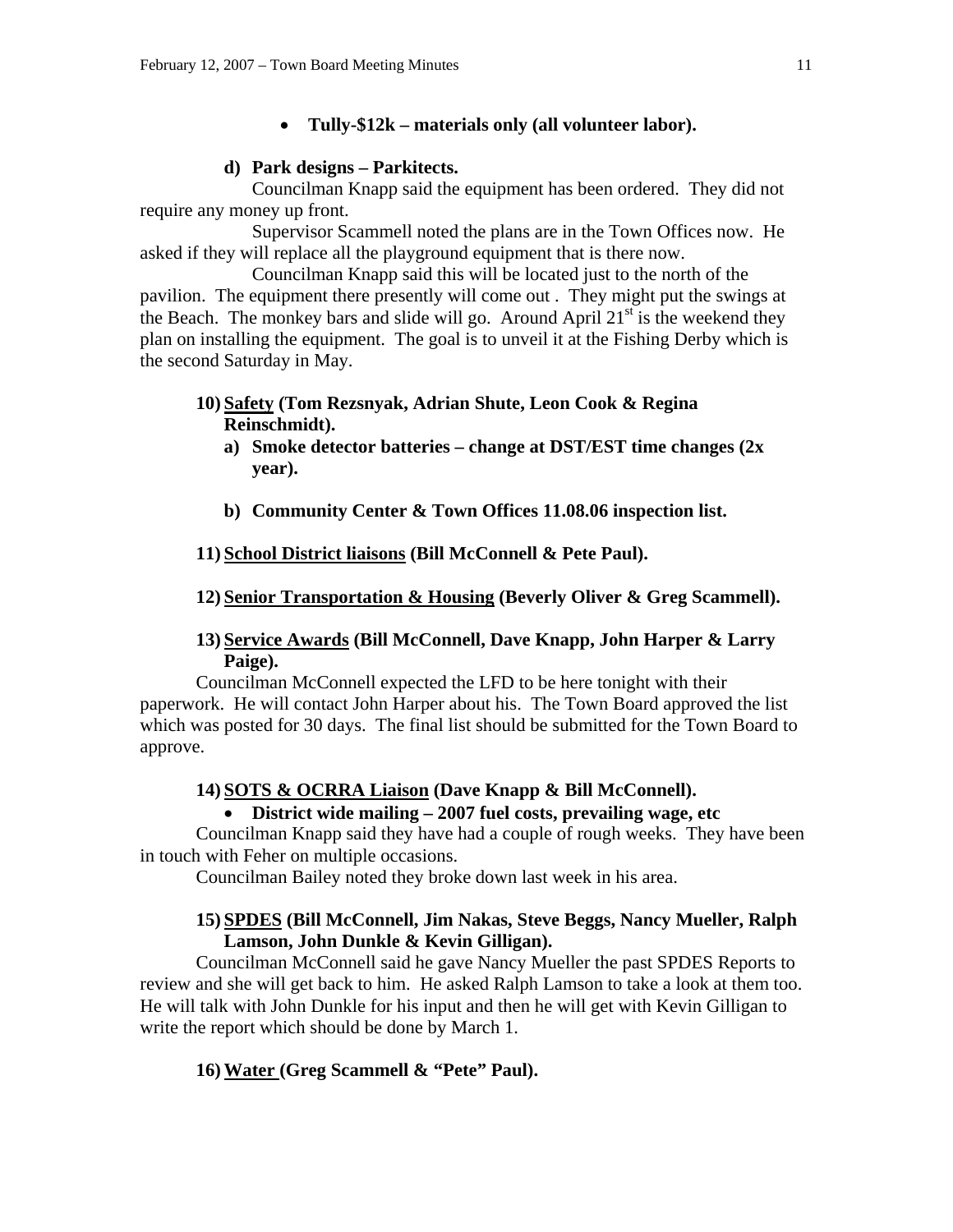- **Tully-$12k – materials only (all volunteer labor).**

**d) Park designs – Parkitects.**

Councilman Knapp said the equipment has been ordered. They did not require any money up front.

Supervisor Scammell noted the plans are in the Town Offices now. He asked if they will replace all the playground equipment that is there now.

Councilman Knapp said this will be located just to the north of the pavilion. The equipment there presently will come out . They might put the swings at the Beach. The monkey bars and slide will go. Around April 21st is the weekend they plan on installing the equipment. The goal is to unveil it at the Fishing Derby which is the second Saturday in May.

**10) Safety (Tom Rezsnyak, Adrian Shute, Leon Cook & Regina Reinschmidt).**

**a) Smoke detector batteries – change at DST/EST time changes (2x year).**

**b) Community Center & Town Offices 11.08.06 inspection list.**

**11) School District liaisons (Bill McConnell & Pete Paul).**

**12) Senior Transportation & Housing (Beverly Oliver & Greg Scammell).**

**13) Service Awards (Bill McConnell, Dave Knapp, John Harper & Larry Paige).**

Councilman McConnell expected the LFD to be here tonight with their paperwork. He will contact John Harper about his. The Town Board approved the list which was posted for 30 days. The final list should be submitted for the Town Board to approve.

**14) SOTS & OCRRA Liaison (Dave Knapp & Bill McConnell).**

- **District wide mailing – 2007 fuel costs, prevailing wage, etc**

Councilman Knapp said they have had a couple of rough weeks. They have been in touch with Feher on multiple occasions.

Councilman Bailey noted they broke down last week in his area.

**15) SPDES (Bill McConnell, Jim Nakas, Steve Beggs, Nancy Mueller, Ralph Lamson, John Dunkle & Kevin Gilligan).**

Councilman McConnell said he gave Nancy Mueller the past SPDES Reports to review and she will get back to him. He asked Ralph Lamson to take a look at them too. He will talk with John Dunkle for his input and then he will get with Kevin Gilligan to write the report which should be done by March 1.

**16) Water (Greg Scammell & "Pete" Paul).**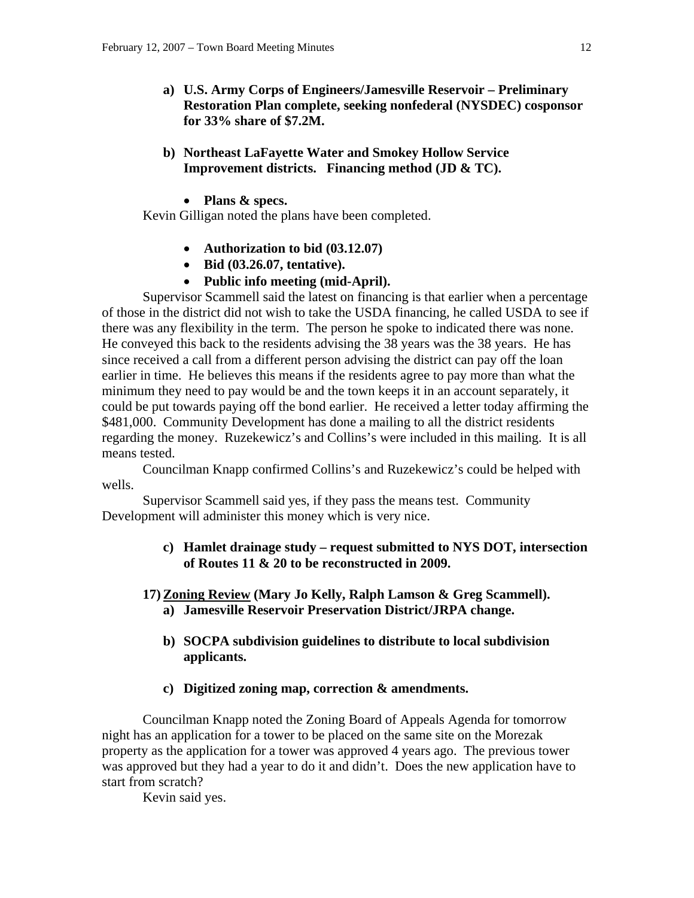**a) U.S. Army Corps of Engineers/Jamesville Reservoir – Preliminary Restoration Plan complete, seeking nonfederal (NYSDEC) cosponsor for 33% share of $7.2M.**

**b) Northeast LaFayette Water and Smokey Hollow Service Improvement districts. Financing method (JD & TC).**

- **Plans & specs.**

Kevin Gilligan noted the plans have been completed.

- **Authorization to bid (03.12.07)**
- **Bid (03.26.07, tentative).**
- **Public info meeting (mid-April).**

Supervisor Scammell said the latest on financing is that earlier when a percentage of those in the district did not wish to take the USDA financing, he called USDA to see if there was any flexibility in the term. The person he spoke to indicated there was none. He conveyed this back to the residents advising the 38 years was the 38 years. He has since received a call from a different person advising the district can pay off the loan earlier in time. He believes this means if the residents agree to pay more than what the minimum they need to pay would be and the town keeps it in an account separately, it could be put towards paying off the bond earlier. He received a letter today affirming the $481,000. Community Development has done a mailing to all the district residents regarding the money. Ruzekewicz's and Collins's were included in this mailing. It is all means tested.

Councilman Knapp confirmed Collins's and Ruzekewicz's could be helped with wells.

Supervisor Scammell said yes, if they pass the means test. Community Development will administer this money which is very nice.

**c) Hamlet drainage study – request submitted to NYS DOT, intersection of Routes 11 & 20 to be reconstructed in 2009.**

**17) <u>Zoning Review</u> (Mary Jo Kelly, Ralph Lamson & Greg Scammell).**

**a) Jamesville Reservoir Preservation District/JRPA change.**

**b) SOCPA subdivision guidelines to distribute to local subdivision applicants.**

**c) Digitized zoning map, correction & amendments.**

Councilman Knapp noted the Zoning Board of Appeals Agenda for tomorrow night has an application for a tower to be placed on the same site on the Morezak property as the application for a tower was approved 4 years ago. The previous tower was approved but they had a year to do it and didn't. Does the new application have to start from scratch?

Kevin said yes.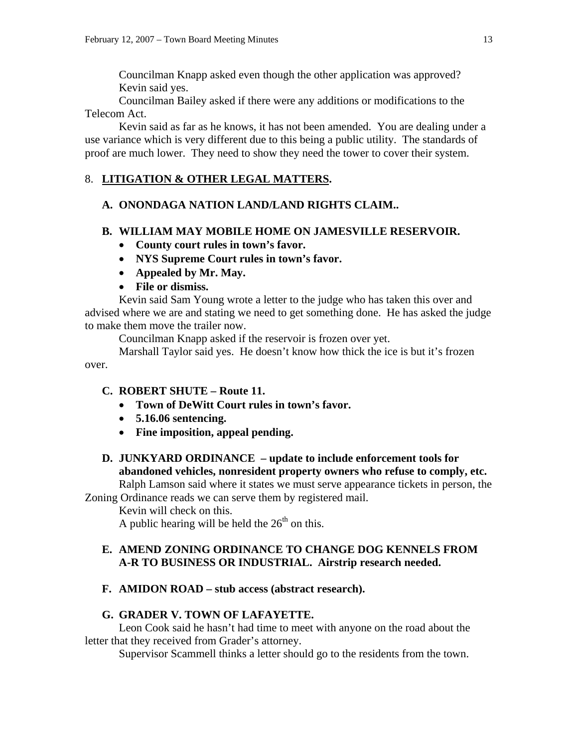Councilman Knapp asked even though the other application was approved?

Kevin said yes.

Councilman Bailey asked if there were any additions or modifications to the Telecom Act.

Kevin said as far as he knows, it has not been amended. You are dealing under a use variance which is very different due to this being a public utility. The standards of proof are much lower. They need to show they need the tower to cover their system.

## 8. **LITIGATION & OTHER LEGAL MATTERS.**

### A. ONONDAGA NATION LAND/LAND RIGHTS CLAIM..

### B. WILLIAM MAY MOBILE HOME ON JAMESVILLE RESERVOIR.

- **County court rules in town's favor.**
- **NYS Supreme Court rules in town's favor.**
- **Appealed by Mr. May.**
- **File or dismiss.**

Kevin said Sam Young wrote a letter to the judge who has taken this over and advised where we are and stating we need to get something done. He has asked the judge to make them move the trailer now.

Councilman Knapp asked if the reservoir is frozen over yet.

Marshall Taylor said yes. He doesn't know how thick the ice is but it's frozen over.

### C. ROBERT SHUTE – Route 11.

- **Town of DeWitt Court rules in town's favor.**
- **5.16.06 sentencing.**
- **Fine imposition, appeal pending.**

### D. JUNKYARD ORDINANCE – update to include enforcement tools for abandoned vehicles, nonresident property owners who refuse to comply, etc.

Ralph Lamson said where it states we must serve appearance tickets in person, the Zoning Ordinance reads we can serve them by registered mail.

Kevin will check on this.

A public hearing will be held the 26th on this.

### E. AMEND ZONING ORDINANCE TO CHANGE DOG KENNELS FROM A-R TO BUSINESS OR INDUSTRIAL. Airstrip research needed.

### F. AMIDON ROAD – stub access (abstract research).

### G. GRADER V. TOWN OF LAFAYETTE.

Leon Cook said he hasn't had time to meet with anyone on the road about the letter that they received from Grader's attorney.

Supervisor Scammell thinks a letter should go to the residents from the town.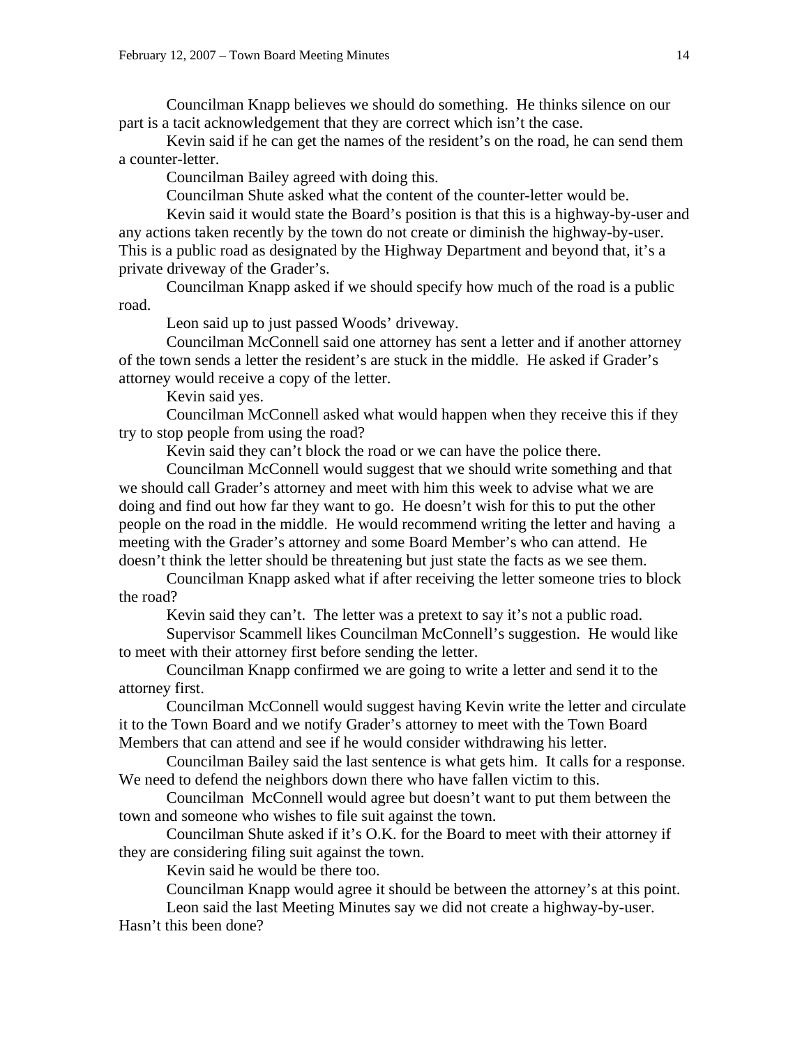Councilman Knapp believes we should do something. He thinks silence on our part is a tacit acknowledgement that they are correct which isn't the case.

Kevin said if he can get the names of the resident's on the road, he can send them a counter-letter.

Councilman Bailey agreed with doing this.

Councilman Shute asked what the content of the counter-letter would be.

Kevin said it would state the Board's position is that this is a highway-by-user and any actions taken recently by the town do not create or diminish the highway-by-user. This is a public road as designated by the Highway Department and beyond that, it's a private driveway of the Grader's.

Councilman Knapp asked if we should specify how much of the road is a public road.

Leon said up to just passed Woods' driveway.

Councilman McConnell said one attorney has sent a letter and if another attorney of the town sends a letter the resident's are stuck in the middle. He asked if Grader's attorney would receive a copy of the letter.

Kevin said yes.

Councilman McConnell asked what would happen when they receive this if they try to stop people from using the road?

Kevin said they can't block the road or we can have the police there.

Councilman McConnell would suggest that we should write something and that we should call Grader's attorney and meet with him this week to advise what we are doing and find out how far they want to go. He doesn't wish for this to put the other people on the road in the middle. He would recommend writing the letter and having a meeting with the Grader's attorney and some Board Member's who can attend. He doesn't think the letter should be threatening but just state the facts as we see them.

Councilman Knapp asked what if after receiving the letter someone tries to block the road?

Kevin said they can't. The letter was a pretext to say it's not a public road.

Supervisor Scammell likes Councilman McConnell's suggestion. He would like to meet with their attorney first before sending the letter.

Councilman Knapp confirmed we are going to write a letter and send it to the attorney first.

Councilman McConnell would suggest having Kevin write the letter and circulate it to the Town Board and we notify Grader's attorney to meet with the Town Board Members that can attend and see if he would consider withdrawing his letter.

Councilman Bailey said the last sentence is what gets him. It calls for a response. We need to defend the neighbors down there who have fallen victim to this.

Councilman McConnell would agree but doesn't want to put them between the town and someone who wishes to file suit against the town.

Councilman Shute asked if it's O.K. for the Board to meet with their attorney if they are considering filing suit against the town.

Kevin said he would be there too.

Councilman Knapp would agree it should be between the attorney's at this point.

Leon said the last Meeting Minutes say we did not create a highway-by-user. Hasn't this been done?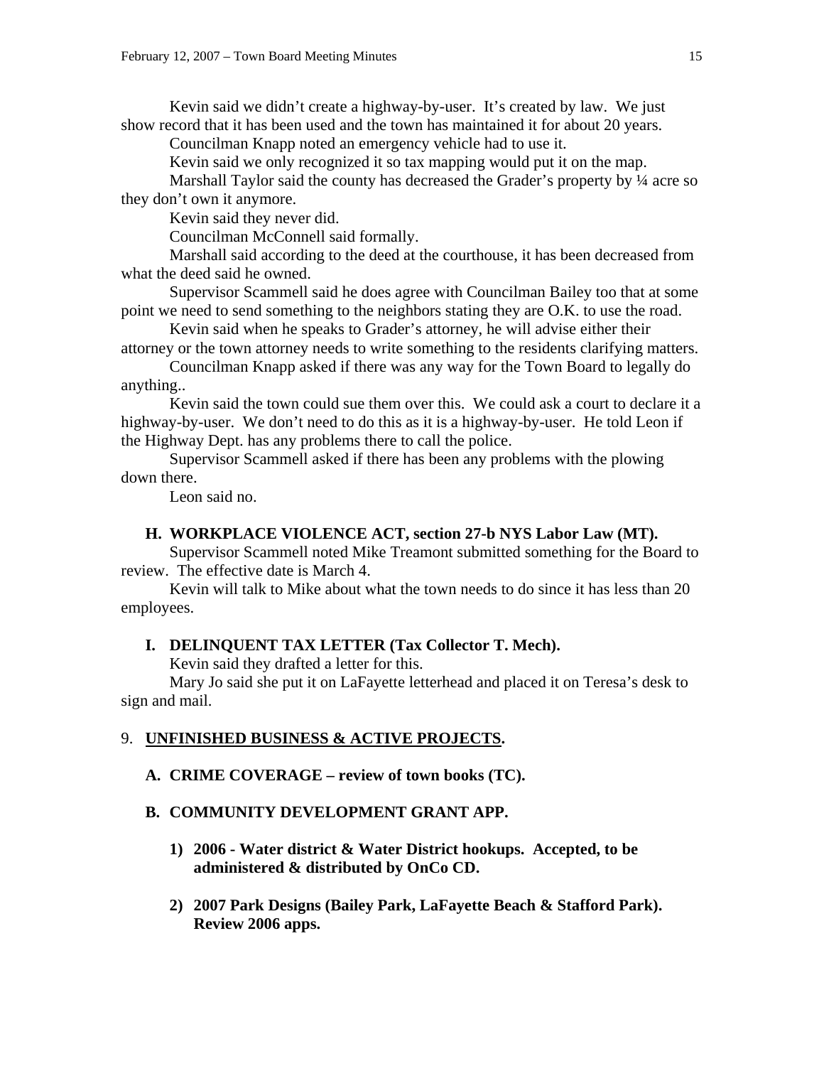Kevin said we didn't create a highway-by-user. It's created by law. We just show record that it has been used and the town has maintained it for about 20 years.

Councilman Knapp noted an emergency vehicle had to use it.

Kevin said we only recognized it so tax mapping would put it on the map.

Marshall Taylor said the county has decreased the Grader's property by ¼ acre so they don't own it anymore.

Kevin said they never did.

Councilman McConnell said formally.

Marshall said according to the deed at the courthouse, it has been decreased from what the deed said he owned.

Supervisor Scammell said he does agree with Councilman Bailey too that at some point we need to send something to the neighbors stating they are O.K. to use the road.

Kevin said when he speaks to Grader's attorney, he will advise either their attorney or the town attorney needs to write something to the residents clarifying matters.

Councilman Knapp asked if there was any way for the Town Board to legally do anything..

Kevin said the town could sue them over this. We could ask a court to declare it a highway-by-user. We don't need to do this as it is a highway-by-user. He told Leon if the Highway Dept. has any problems there to call the police.

Supervisor Scammell asked if there has been any problems with the plowing down there.

Leon said no.

**H. WORKPLACE VIOLENCE ACT, section 27-b NYS Labor Law (MT).**

Supervisor Scammell noted Mike Treamont submitted something for the Board to review. The effective date is March 4.

Kevin will talk to Mike about what the town needs to do since it has less than 20 employees.

**I. DELINQUENT TAX LETTER (Tax Collector T. Mech).**

Kevin said they drafted a letter for this.

Mary Jo said she put it on LaFayette letterhead and placed it on Teresa's desk to sign and mail.

9. **UNFINISHED BUSINESS & ACTIVE PROJECTS.**

**A. CRIME COVERAGE – review of town books (TC).**

**B. COMMUNITY DEVELOPMENT GRANT APP.**

**1) 2006 - Water district & Water District hookups. Accepted, to be administered & distributed by OnCo CD.**

**2) 2007 Park Designs (Bailey Park, LaFayette Beach & Stafford Park). Review 2006 apps.**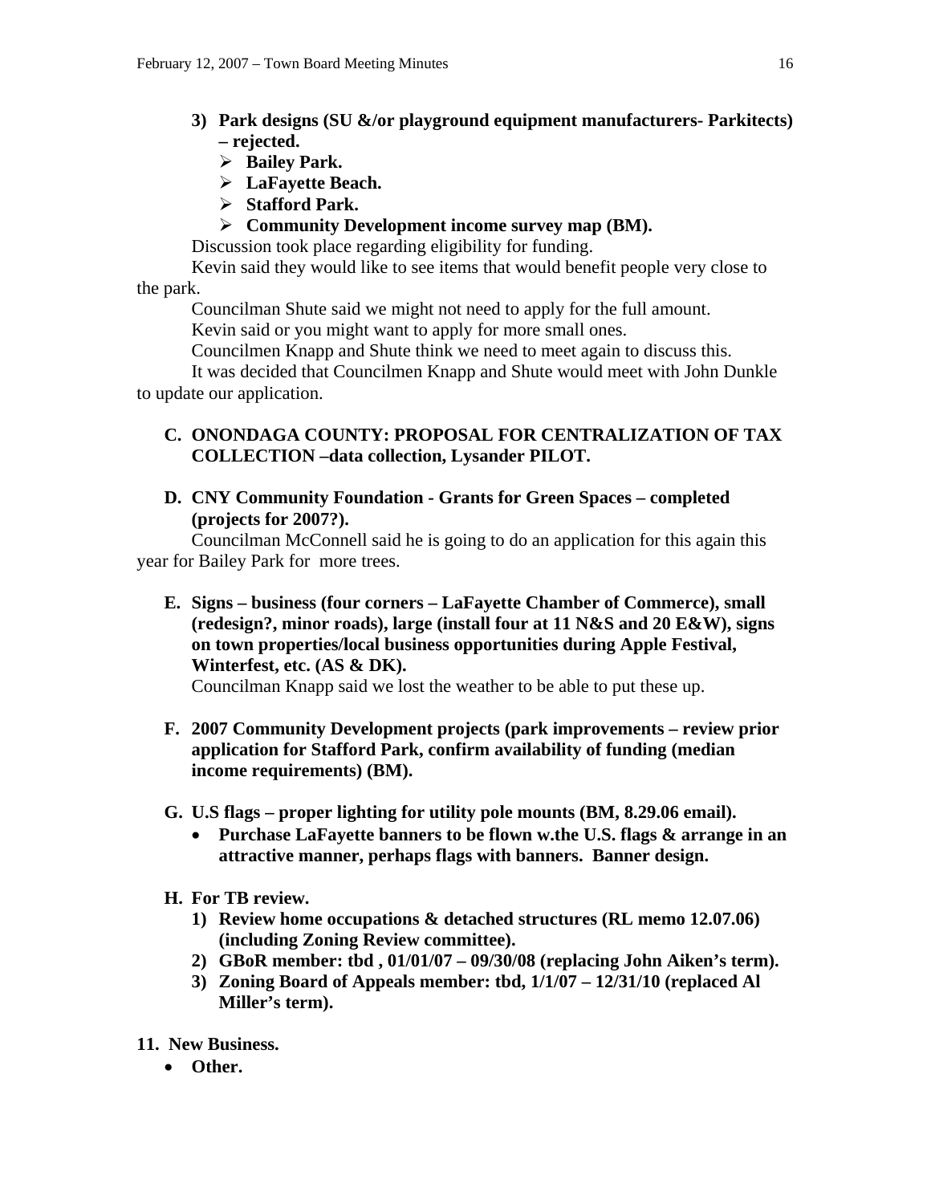3) **Park designs (SU &/or playground equipment manufacturers- Parkitects) – rejected.**
   - **Bailey Park.**
   - **LaFayette Beach.**
   - **Stafford Park.**
   - **Community Development income survey map (BM).**

Discussion took place regarding eligibility for funding.

Kevin said they would like to see items that would benefit people very close to the park.

Councilman Shute said we might not need to apply for the full amount.

Kevin said or you might want to apply for more small ones.

Councilmen Knapp and Shute think we need to meet again to discuss this.

It was decided that Councilmen Knapp and Shute would meet with John Dunkle to update our application.

**C. ONONDAGA COUNTY: PROPOSAL FOR CENTRALIZATION OF TAX COLLECTION –data collection, Lysander PILOT.**

**D. CNY Community Foundation - Grants for Green Spaces – completed (projects for 2007?).**

Councilman McConnell said he is going to do an application for this again this year for Bailey Park for more trees.

**E. Signs – business (four corners – LaFayette Chamber of Commerce), small (redesign?, minor roads), large (install four at 11 N&S and 20 E&W), signs on town properties/local business opportunities during Apple Festival, Winterfest, etc. (AS & DK).**

Councilman Knapp said we lost the weather to be able to put these up.

**F. 2007 Community Development projects (park improvements – review prior application for Stafford Park, confirm availability of funding (median income requirements) (BM).**

**G. U.S flags – proper lighting for utility pole mounts (BM, 8.29.06 email).**
- **Purchase LaFayette banners to be flown w.the U.S. flags & arrange in an attractive manner, perhaps flags with banners. Banner design.**

**H. For TB review.**
1) **Review home occupations & detached structures (RL memo 12.07.06) (including Zoning Review committee).**
2) **GBoR member: tbd , 01/01/07 – 09/30/08 (replacing John Aiken's term).**
3) **Zoning Board of Appeals member: tbd, 1/1/07 – 12/31/10 (replaced Al Miller's term).**

**11. New Business.**
- **Other.**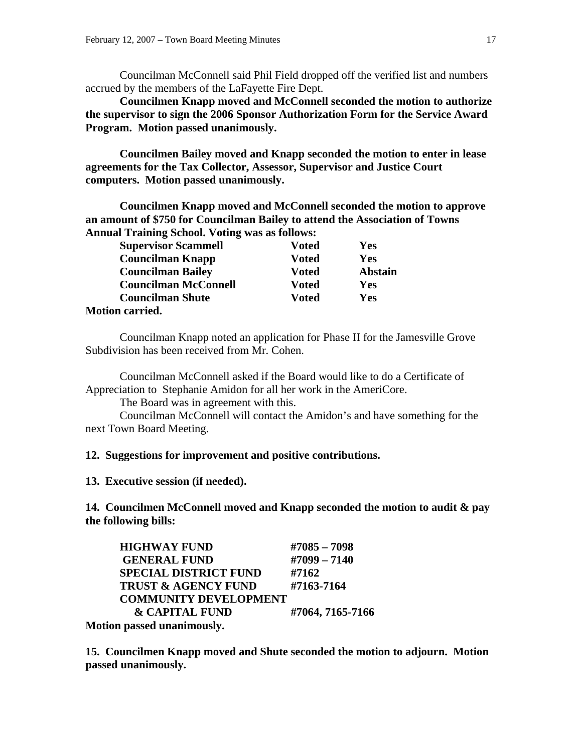Councilman McConnell said Phil Field dropped off the verified list and numbers accrued by the members of the LaFayette Fire Dept.

**Councilmen Knapp moved and McConnell seconded the motion to authorize the supervisor to sign the 2006 Sponsor Authorization Form for the Service Award Program. Motion passed unanimously.**

**Councilmen Bailey moved and Knapp seconded the motion to enter in lease agreements for the Tax Collector, Assessor, Supervisor and Justice Court computers. Motion passed unanimously.**

**Councilmen Knapp moved and McConnell seconded the motion to approve an amount of $750 for Councilman Bailey to attend the Association of Towns Annual Training School. Voting was as follows:**

| | | |
|---|---|---|
| **Supervisor Scammell** | **Voted** | **Yes** |
| **Councilman Knapp** | **Voted** | **Yes** |
| **Councilman Bailey** | **Voted** | **Abstain** |
| **Councilman McConnell** | **Voted** | **Yes** |
| **Councilman Shute** | **Voted** | **Yes** |

**Motion carried.**

Councilman Knapp noted an application for Phase II for the Jamesville Grove Subdivision has been received from Mr. Cohen.

Councilman McConnell asked if the Board would like to do a Certificate of Appreciation to Stephanie Amidon for all her work in the AmeriCore.

The Board was in agreement with this.

Councilman McConnell will contact the Amidon's and have something for the next Town Board Meeting.

**12. Suggestions for improvement and positive contributions.**

**13. Executive session (if needed).**

**14. Councilmen McConnell moved and Knapp seconded the motion to audit & pay the following bills:**

| | |
|---|---|
| **HIGHWAY FUND** | **#7085 – 7098** |
| **GENERAL FUND** | **#7099 – 7140** |
| **SPECIAL DISTRICT FUND** | **#7162** |
| **TRUST & AGENCY FUND** | **#7163-7164** |
| **COMMUNITY DEVELOPMENT & CAPITAL FUND** | **#7064, 7165-7166** |

**Motion passed unanimously.**

**15. Councilmen Knapp moved and Shute seconded the motion to adjourn. Motion passed unanimously.**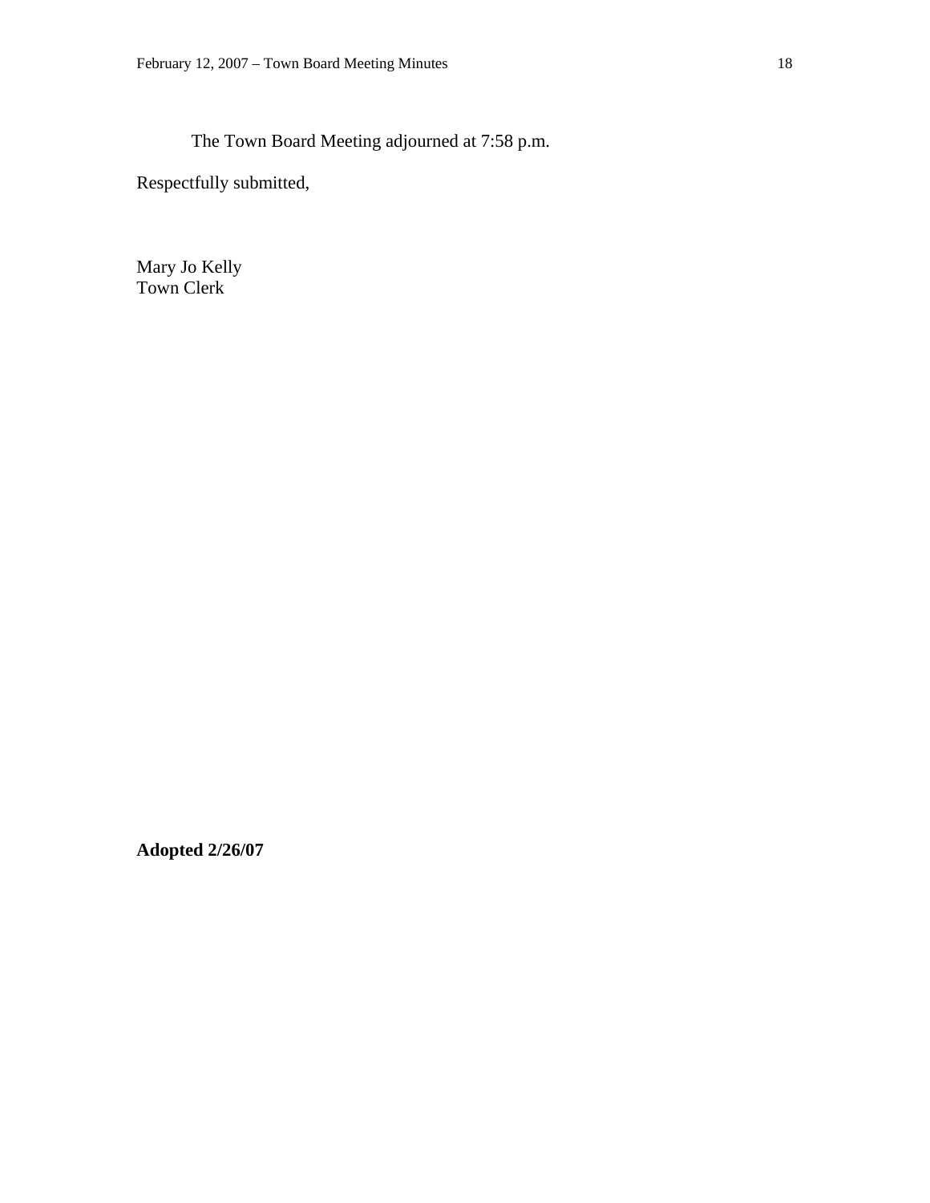The Town Board Meeting adjourned at 7:58 p.m.

Respectfully submitted,

Mary Jo Kelly
Town Clerk

**Adopted 2/26/07**